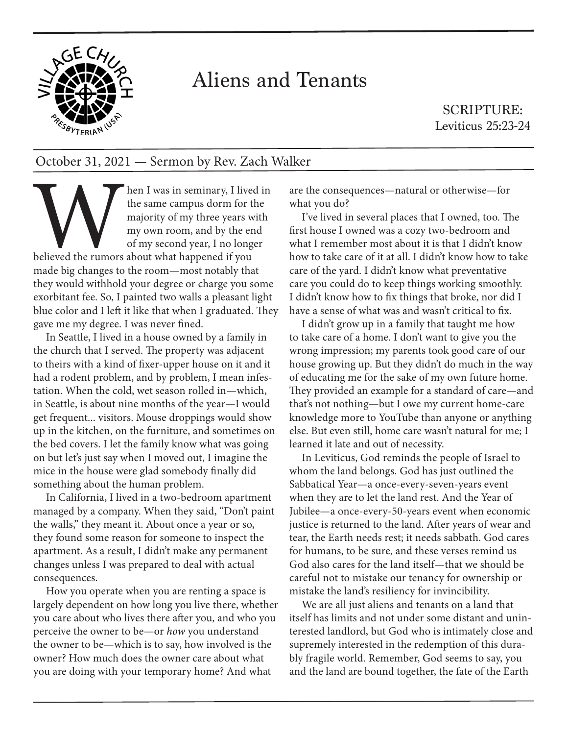# Aliens and Tenants

SCRIPTURE:
Leviticus 25:23-24

October 31, 2021 — Sermon by Rev. Zach Walker

When I was in seminary, I lived in the same campus dorm for the majority of my three years with my own room, and by the end of my second year, I no longer believed the rumors about what happened if you made big changes to the room—most notably that they would withhold your degree or charge you some exorbitant fee. So, I painted two walls a pleasant light blue color and I left it like that when I graduated. They gave me my degree. I was never fined.

In Seattle, I lived in a house owned by a family in the church that I served. The property was adjacent to theirs with a kind of fixer-upper house on it and it had a rodent problem, and by problem, I mean infestation. When the cold, wet season rolled in—which, in Seattle, is about nine months of the year—I would get frequent... visitors. Mouse droppings would show up in the kitchen, on the furniture, and sometimes on the bed covers. I let the family know what was going on but let's just say when I moved out, I imagine the mice in the house were glad somebody finally did something about the human problem.

In California, I lived in a two-bedroom apartment managed by a company. When they said, "Don't paint the walls," they meant it. About once a year or so, they found some reason for someone to inspect the apartment. As a result, I didn't make any permanent changes unless I was prepared to deal with actual consequences.

How you operate when you are renting a space is largely dependent on how long you live there, whether you care about who lives there after you, and who you perceive the owner to be—or *how* you understand the owner to be—which is to say, how involved is the owner? How much does the owner care about what you are doing with your temporary home? And what are the consequences—natural or otherwise—for what you do?

I've lived in several places that I owned, too. The first house I owned was a cozy two-bedroom and what I remember most about it is that I didn't know how to take care of it at all. I didn't know how to take care of the yard. I didn't know what preventative care you could do to keep things working smoothly. I didn't know how to fix things that broke, nor did I have a sense of what was and wasn't critical to fix.

I didn't grow up in a family that taught me how to take care of a home. I don't want to give you the wrong impression; my parents took good care of our house growing up. But they didn't do much in the way of educating me for the sake of my own future home. They provided an example for a standard of care—and that's not nothing—but I owe my current home-care knowledge more to YouTube than anyone or anything else. But even still, home care wasn't natural for me; I learned it late and out of necessity.

In Leviticus, God reminds the people of Israel to whom the land belongs. God has just outlined the Sabbatical Year—a once-every-seven-years event when they are to let the land rest. And the Year of Jubilee—a once-every-50-years event when economic justice is returned to the land. After years of wear and tear, the Earth needs rest; it needs sabbath. God cares for humans, to be sure, and these verses remind us God also cares for the land itself—that we should be careful not to mistake our tenancy for ownership or mistake the land's resiliency for invincibility.

We are all just aliens and tenants on a land that itself has limits and not under some distant and uninterested landlord, but God who is intimately close and supremely interested in the redemption of this durably fragile world. Remember, God seems to say, you and the land are bound together, the fate of the Earth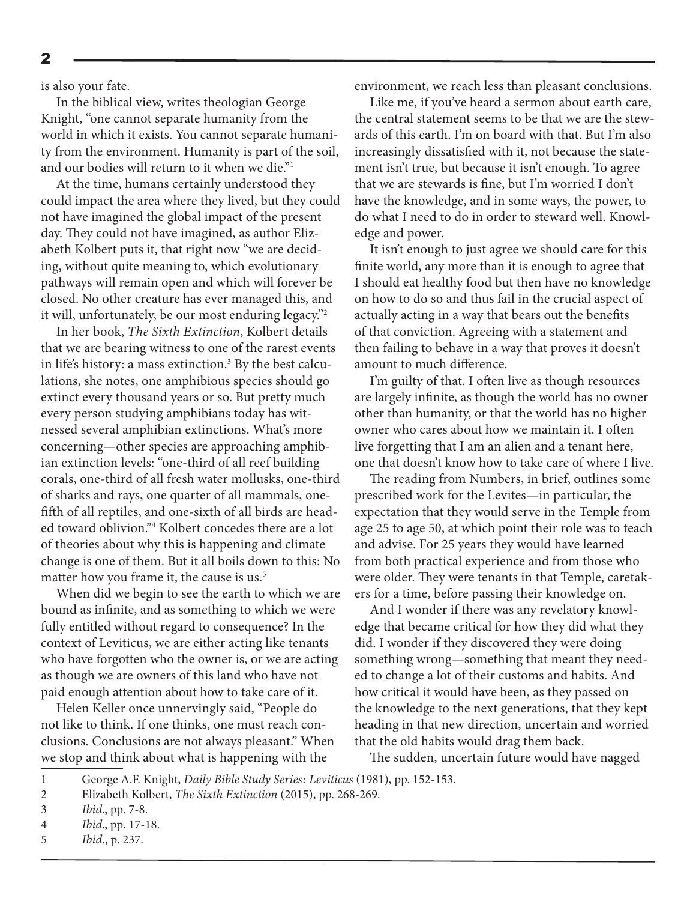is also your fate.

In the biblical view, writes theologian George Knight, "one cannot separate humanity from the world in which it exists. You cannot separate humanity from the environment. Humanity is part of the soil, and our bodies will return to it when we die."[1]

At the time, humans certainly understood they could impact the area where they lived, but they could not have imagined the global impact of the present day. They could not have imagined, as author Elizabeth Kolbert puts it, that right now "we are deciding, without quite meaning to, which evolutionary pathways will remain open and which will forever be closed. No other creature has ever managed this, and it will, unfortunately, be our most enduring legacy."[2]

In her book, *The Sixth Extinction*, Kolbert details that we are bearing witness to one of the rarest events in life's history: a mass extinction.[3] By the best calculations, she notes, one amphibious species should go extinct every thousand years or so. But pretty much every person studying amphibians today has witnessed several amphibian extinctions. What's more concerning—other species are approaching amphibian extinction levels: "one-third of all reef building corals, one-third of all fresh water mollusks, one-third of sharks and rays, one quarter of all mammals, one-fifth of all reptiles, and one-sixth of all birds are headed toward oblivion."[4] Kolbert concedes there are a lot of theories about why this is happening and climate change is one of them. But it all boils down to this: No matter how you frame it, the cause is us.[5]

When did we begin to see the earth to which we are bound as infinite, and as something to which we were fully entitled without regard to consequence? In the context of Leviticus, we are either acting like tenants who have forgotten who the owner is, or we are acting as though we are owners of this land who have not paid enough attention about how to take care of it.

Helen Keller once unnervingly said, "People do not like to think. If one thinks, one must reach conclusions. Conclusions are not always pleasant." When we stop and think about what is happening with the environment, we reach less than pleasant conclusions.

Like me, if you've heard a sermon about earth care, the central statement seems to be that we are the stewards of this earth. I'm on board with that. But I'm also increasingly dissatisfied with it, not because the statement isn't true, but because it isn't enough. To agree that we are stewards is fine, but I'm worried I don't have the knowledge, and in some ways, the power, to do what I need to do in order to steward well. Knowledge and power.

It isn't enough to just agree we should care for this finite world, any more than it is enough to agree that I should eat healthy food but then have no knowledge on how to do so and thus fail in the crucial aspect of actually acting in a way that bears out the benefits of that conviction. Agreeing with a statement and then failing to behave in a way that proves it doesn't amount to much difference.

I'm guilty of that. I often live as though resources are largely infinite, as though the world has no owner other than humanity, or that the world has no higher owner who cares about how we maintain it. I often live forgetting that I am an alien and a tenant here, one that doesn't know how to take care of where I live.

The reading from Numbers, in brief, outlines some prescribed work for the Levites—in particular, the expectation that they would serve in the Temple from age 25 to age 50, at which point their role was to teach and advise. For 25 years they would have learned from both practical experience and from those who were older. They were tenants in that Temple, caretakers for a time, before passing their knowledge on.

And I wonder if there was any revelatory knowledge that became critical for how they did what they did. I wonder if they discovered they were doing something wrong—something that meant they needed to change a lot of their customs and habits. And how critical it would have been, as they passed on the knowledge to the next generations, that they kept heading in that new direction, uncertain and worried that the old habits would drag them back.

The sudden, uncertain future would have nagged

---

1 George A.F. Knight, *Daily Bible Study Series: Leviticus* (1981), pp. 152-153.

2 Elizabeth Kolbert, *The Sixth Extinction* (2015), pp. 268-269.

3 *Ibid*., pp. 7-8.

4 *Ibid*., pp. 17-18.

5 *Ibid*., p. 237.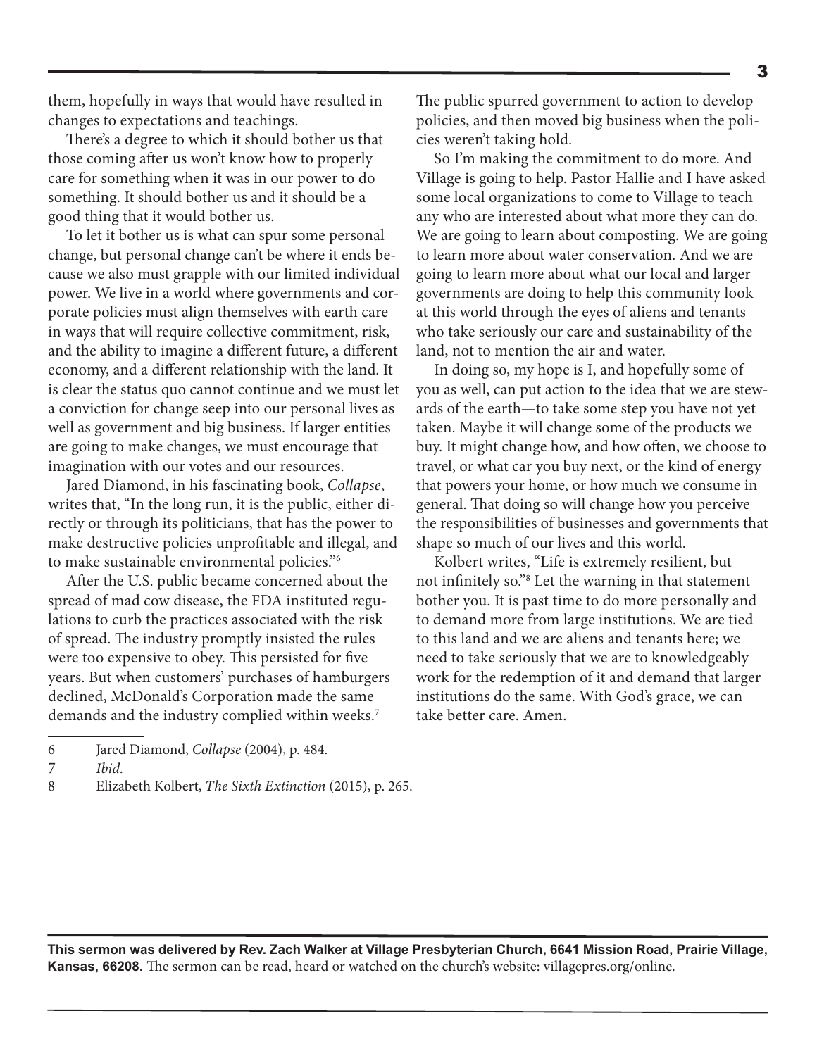them, hopefully in ways that would have resulted in changes to expectations and teachings.

There's a degree to which it should bother us that those coming after us won't know how to properly care for something when it was in our power to do something. It should bother us and it should be a good thing that it would bother us.

To let it bother us is what can spur some personal change, but personal change can't be where it ends because we also must grapple with our limited individual power. We live in a world where governments and corporate policies must align themselves with earth care in ways that will require collective commitment, risk, and the ability to imagine a different future, a different economy, and a different relationship with the land. It is clear the status quo cannot continue and we must let a conviction for change seep into our personal lives as well as government and big business. If larger entities are going to make changes, we must encourage that imagination with our votes and our resources.

Jared Diamond, in his fascinating book, *Collapse*, writes that, "In the long run, it is the public, either directly or through its politicians, that has the power to make destructive policies unprofitable and illegal, and to make sustainable environmental policies."[6]

After the U.S. public became concerned about the spread of mad cow disease, the FDA instituted regulations to curb the practices associated with the risk of spread. The industry promptly insisted the rules were too expensive to obey. This persisted for five years. But when customers' purchases of hamburgers declined, McDonald's Corporation made the same demands and the industry complied within weeks.[7] The public spurred government to action to develop policies, and then moved big business when the policies weren't taking hold.

So I'm making the commitment to do more. And Village is going to help. Pastor Hallie and I have asked some local organizations to come to Village to teach any who are interested about what more they can do. We are going to learn about composting. We are going to learn more about water conservation. And we are going to learn more about what our local and larger governments are doing to help this community look at this world through the eyes of aliens and tenants who take seriously our care and sustainability of the land, not to mention the air and water.

In doing so, my hope is I, and hopefully some of you as well, can put action to the idea that we are stewards of the earth—to take some step you have not yet taken. Maybe it will change some of the products we buy. It might change how, and how often, we choose to travel, or what car you buy next, or the kind of energy that powers your home, or how much we consume in general. That doing so will change how you perceive the responsibilities of businesses and governments that shape so much of our lives and this world.

Kolbert writes, "Life is extremely resilient, but not infinitely so."[8] Let the warning in that statement bother you. It is past time to do more personally and to demand more from large institutions. We are tied to this land and we are aliens and tenants here; we need to take seriously that we are to knowledgeably work for the redemption of it and demand that larger institutions do the same. With God's grace, we can take better care. Amen.

---

6 Jared Diamond, *Collapse* (2004), p. 484.

7 *Ibid.*

8 Elizabeth Kolbert, *The Sixth Extinction* (2015), p. 265.

---

**This sermon was delivered by Rev. Zach Walker at Village Presbyterian Church, 6641 Mission Road, Prairie Village, Kansas, 66208.** The sermon can be read, heard or watched on the church's website: villagepres.org/online.